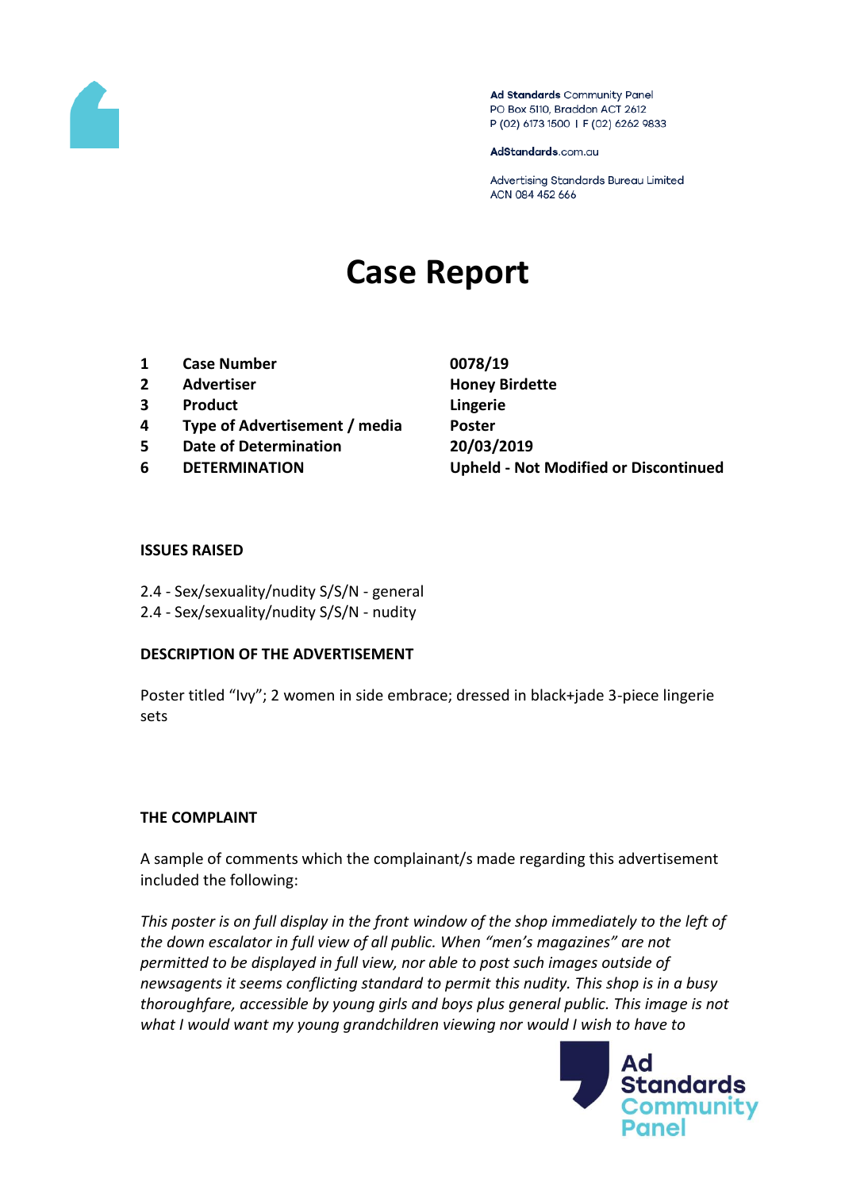Ad Standards Community Panel
PO Box 5110, Braddon ACT 2612
P (02) 6173 1500 | F (02) 6262 9833

AdStandards.com.au

Advertising Standards Bureau Limited
ACN 084 452 666

# Case Report

| | | |
|---|---|---|
| 1 | **Case Number** | **0078/19** |
| 2 | **Advertiser** | **Honey Birdette** |
| 3 | **Product** | **Lingerie** |
| 4 | **Type of Advertisement / media** | **Poster** |
| 5 | **Date of Determination** | **20/03/2019** |
| 6 | **DETERMINATION** | **Upheld - Not Modified or Discontinued** |

**ISSUES RAISED**

2.4 - Sex/sexuality/nudity S/S/N - general
2.4 - Sex/sexuality/nudity S/S/N - nudity

**DESCRIPTION OF THE ADVERTISEMENT**

Poster titled “Ivy”; 2 women in side embrace; dressed in black+jade 3-piece lingerie sets

**THE COMPLAINT**

A sample of comments which the complainant/s made regarding this advertisement included the following:

*This poster is on full display in the front window of the shop immediately to the left of the down escalator in full view of all public. When “men’s magazines” are not permitted to be displayed in full view, nor able to post such images outside of newsagents it seems conflicting standard to permit this nudity. This shop is in a busy thoroughfare, accessible by young girls and boys plus general public. This image is not what I would want my young grandchildren viewing nor would I wish to have to*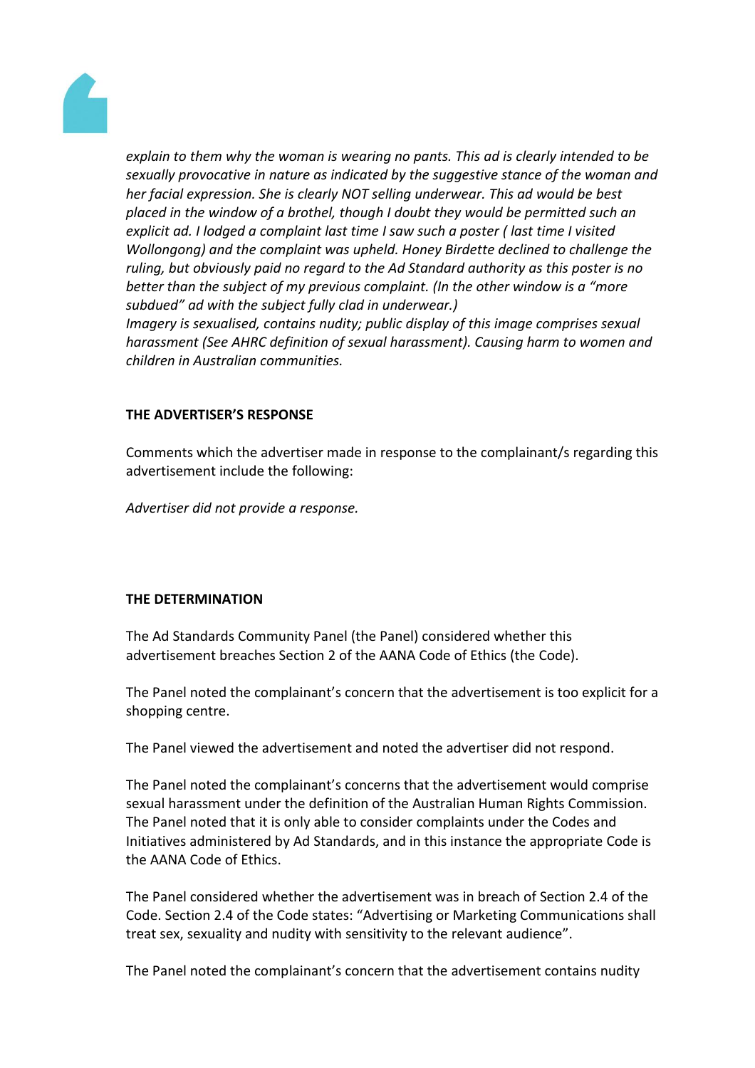*explain to them why the woman is wearing no pants. This ad is clearly intended to be sexually provocative in nature as indicated by the suggestive stance of the woman and her facial expression. She is clearly NOT selling underwear. This ad would be best placed in the window of a brothel, though I doubt they would be permitted such an explicit ad. I lodged a complaint last time I saw such a poster ( last time I visited Wollongong) and the complaint was upheld. Honey Birdette declined to challenge the ruling, but obviously paid no regard to the Ad Standard authority as this poster is no better than the subject of my previous complaint. (In the other window is a "more subdued" ad with the subject fully clad in underwear.)*
*Imagery is sexualised, contains nudity; public display of this image comprises sexual harassment (See AHRC definition of sexual harassment). Causing harm to women and children in Australian communities.*

**THE ADVERTISER'S RESPONSE**

Comments which the advertiser made in response to the complainant/s regarding this advertisement include the following:

*Advertiser did not provide a response.*

**THE DETERMINATION**

The Ad Standards Community Panel (the Panel) considered whether this advertisement breaches Section 2 of the AANA Code of Ethics (the Code).

The Panel noted the complainant's concern that the advertisement is too explicit for a shopping centre.

The Panel viewed the advertisement and noted the advertiser did not respond.

The Panel noted the complainant's concerns that the advertisement would comprise sexual harassment under the definition of the Australian Human Rights Commission. The Panel noted that it is only able to consider complaints under the Codes and Initiatives administered by Ad Standards, and in this instance the appropriate Code is the AANA Code of Ethics.

The Panel considered whether the advertisement was in breach of Section 2.4 of the Code. Section 2.4 of the Code states: "Advertising or Marketing Communications shall treat sex, sexuality and nudity with sensitivity to the relevant audience".

The Panel noted the complainant's concern that the advertisement contains nudity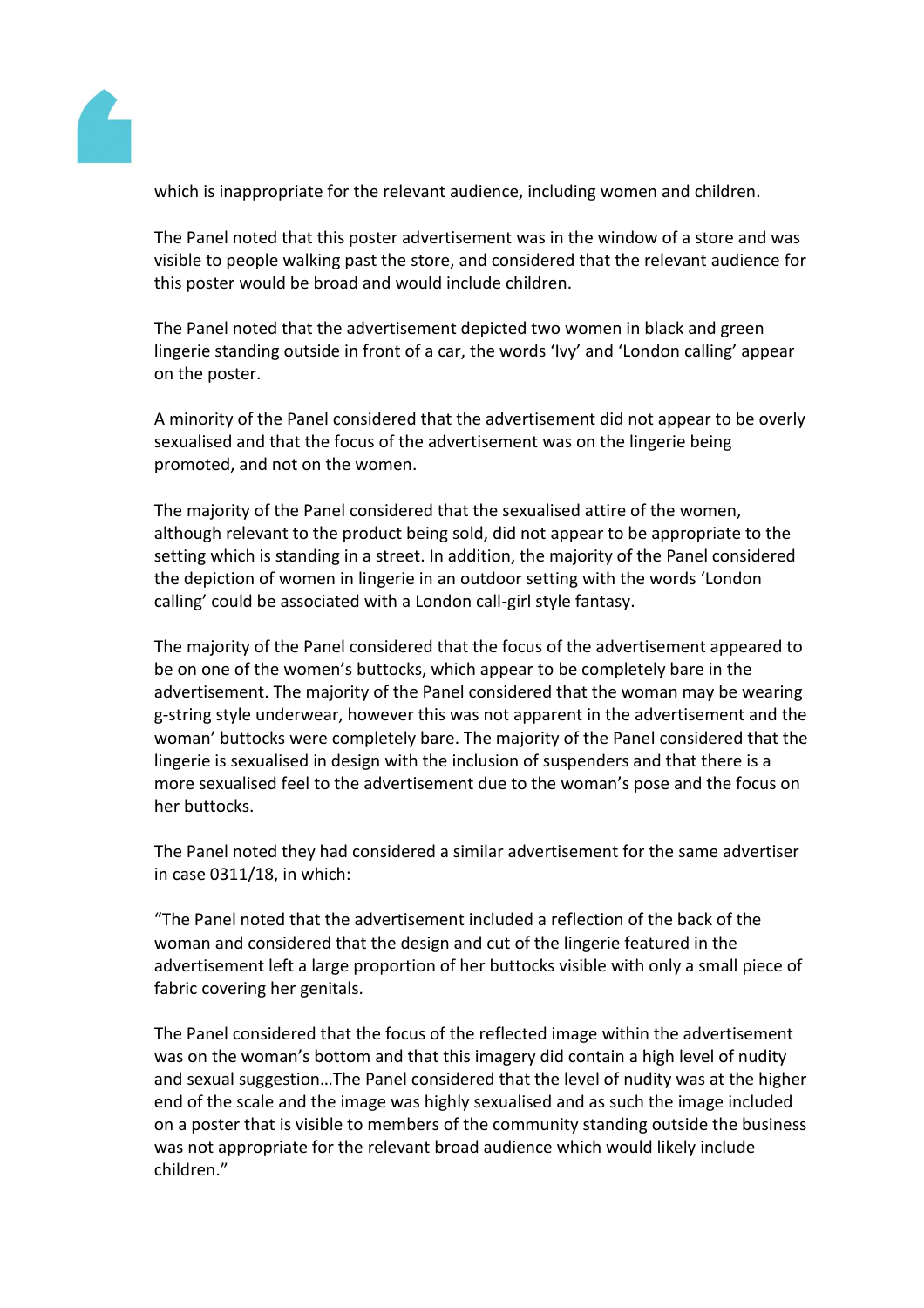which is inappropriate for the relevant audience, including women and children.

The Panel noted that this poster advertisement was in the window of a store and was visible to people walking past the store, and considered that the relevant audience for this poster would be broad and would include children.

The Panel noted that the advertisement depicted two women in black and green lingerie standing outside in front of a car, the words 'Ivy' and 'London calling' appear on the poster.

A minority of the Panel considered that the advertisement did not appear to be overly sexualised and that the focus of the advertisement was on the lingerie being promoted, and not on the women.

The majority of the Panel considered that the sexualised attire of the women, although relevant to the product being sold, did not appear to be appropriate to the setting which is standing in a street. In addition, the majority of the Panel considered the depiction of women in lingerie in an outdoor setting with the words 'London calling' could be associated with a London call-girl style fantasy.

The majority of the Panel considered that the focus of the advertisement appeared to be on one of the women's buttocks, which appear to be completely bare in the advertisement. The majority of the Panel considered that the woman may be wearing g-string style underwear, however this was not apparent in the advertisement and the woman' buttocks were completely bare. The majority of the Panel considered that the lingerie is sexualised in design with the inclusion of suspenders and that there is a more sexualised feel to the advertisement due to the woman's pose and the focus on her buttocks.

The Panel noted they had considered a similar advertisement for the same advertiser in case 0311/18, in which:

"The Panel noted that the advertisement included a reflection of the back of the woman and considered that the design and cut of the lingerie featured in the advertisement left a large proportion of her buttocks visible with only a small piece of fabric covering her genitals.

The Panel considered that the focus of the reflected image within the advertisement was on the woman's bottom and that this imagery did contain a high level of nudity and sexual suggestion…The Panel considered that the level of nudity was at the higher end of the scale and the image was highly sexualised and as such the image included on a poster that is visible to members of the community standing outside the business was not appropriate for the relevant broad audience which would likely include children."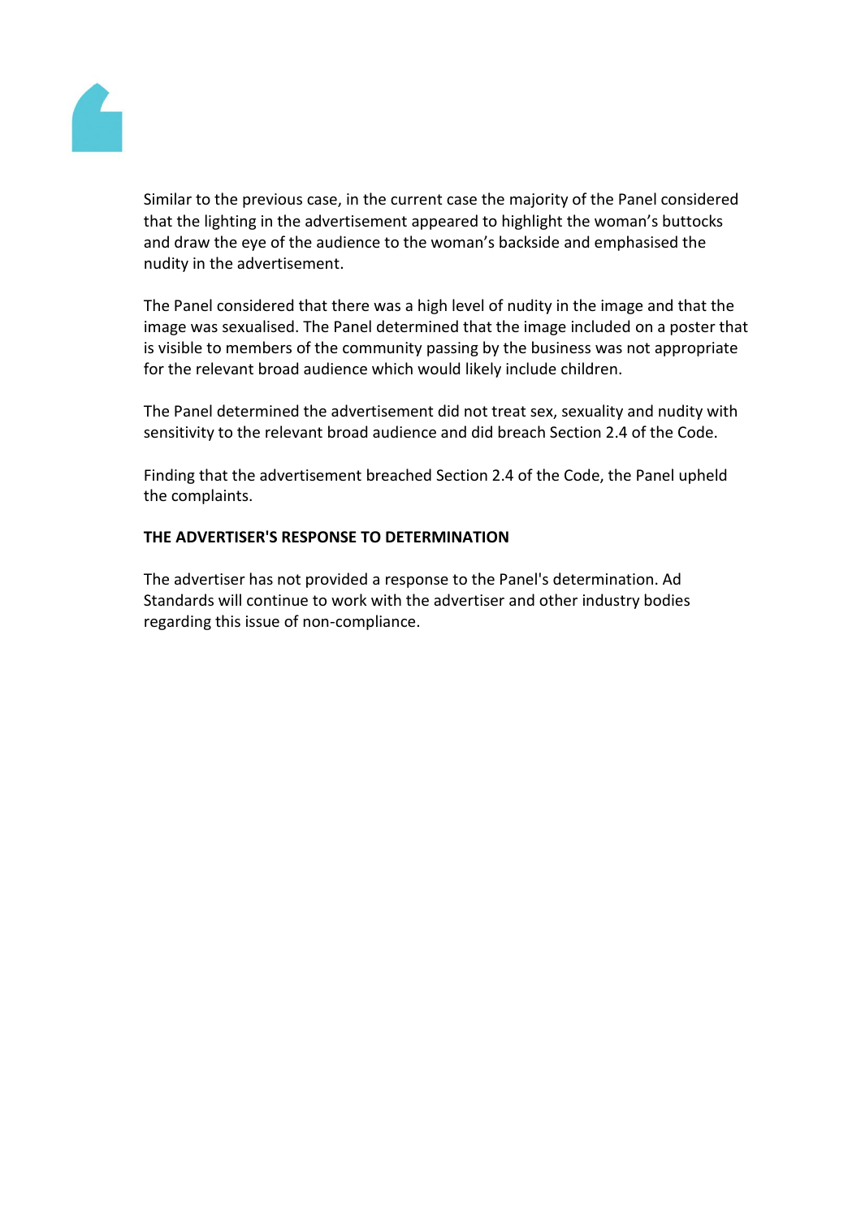Similar to the previous case, in the current case the majority of the Panel considered that the lighting in the advertisement appeared to highlight the woman's buttocks and draw the eye of the audience to the woman's backside and emphasised the nudity in the advertisement.

The Panel considered that there was a high level of nudity in the image and that the image was sexualised. The Panel determined that the image included on a poster that is visible to members of the community passing by the business was not appropriate for the relevant broad audience which would likely include children.

The Panel determined the advertisement did not treat sex, sexuality and nudity with sensitivity to the relevant broad audience and did breach Section 2.4 of the Code.

Finding that the advertisement breached Section 2.4 of the Code, the Panel upheld the complaints.

**THE ADVERTISER'S RESPONSE TO DETERMINATION**

The advertiser has not provided a response to the Panel's determination. Ad Standards will continue to work with the advertiser and other industry bodies regarding this issue of non-compliance.